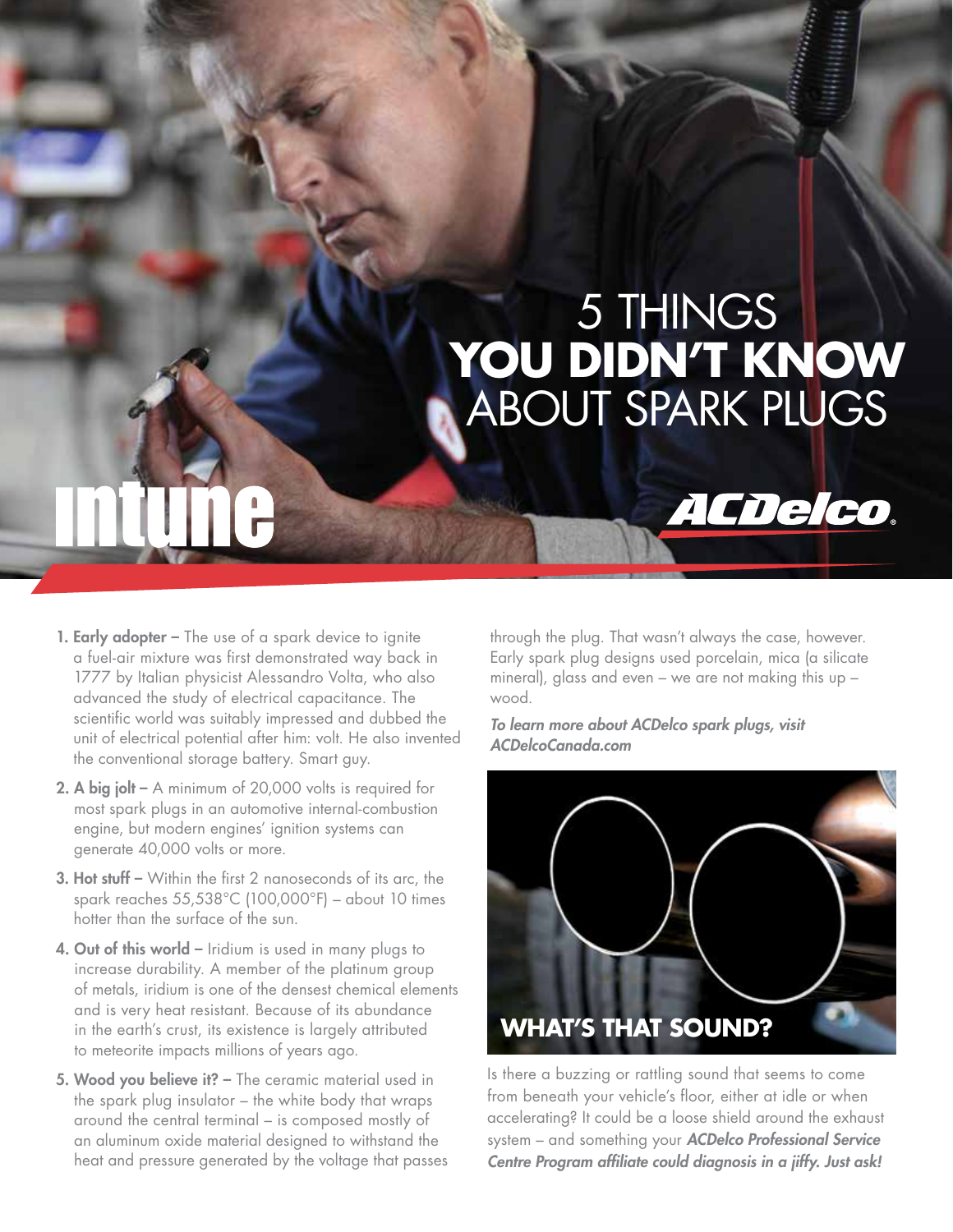# 5 THINGS **YOU DIDN'T KNOW** ABOUT SPARK PLUGS

intune

ACDelco

1. **Early adopter –** The use of a spark device to ignite a fuel-air mixture was first demonstrated way back in 1777 by Italian physicist Alessandro Volta, who also advanced the study of electrical capacitance. The scientific world was suitably impressed and dubbed the unit of electrical potential after him: volt. He also invented the conventional storage battery. Smart guy.
2. **A big jolt –** A minimum of 20,000 volts is required for most spark plugs in an automotive internal-combustion engine, but modern engines' ignition systems can generate 40,000 volts or more.
3. **Hot stuff –** Within the first 2 nanoseconds of its arc, the spark reaches 55,538°C (100,000°F) – about 10 times hotter than the surface of the sun.
4. **Out of this world –** Iridium is used in many plugs to increase durability. A member of the platinum group of metals, iridium is one of the densest chemical elements and is very heat resistant. Because of its abundance in the earth's crust, its existence is largely attributed to meteorite impacts millions of years ago.
5. **Wood you believe it? –** The ceramic material used in the spark plug insulator – the white body that wraps around the central terminal – is composed mostly of an aluminum oxide material designed to withstand the heat and pressure generated by the voltage that passes through the plug. That wasn't always the case, however. Early spark plug designs used porcelain, mica (a silicate mineral), glass and even – we are not making this up – wood.

***To learn more about ACDelco spark plugs, visit ACDelcoCanada.com***

## WHAT'S THAT SOUND?

Is there a buzzing or rattling sound that seems to come from beneath your vehicle's floor, either at idle or when accelerating? It could be a loose shield around the exhaust system – and something your ***ACDelco Professional Service Centre Program affiliate could diagnosis in a jiffy. Just ask!***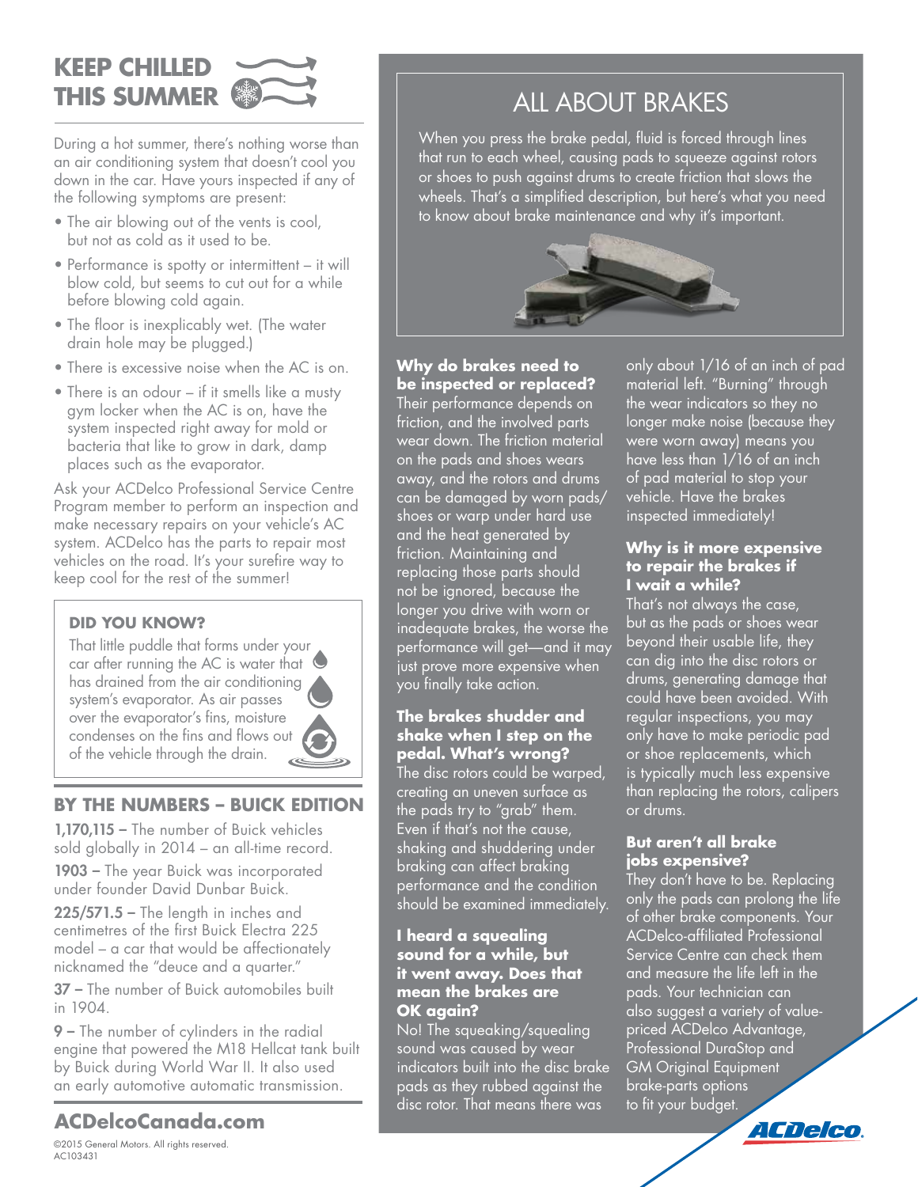## KEEP CHILLED THIS SUMMER

During a hot summer, there's nothing worse than an air conditioning system that doesn't cool you down in the car. Have yours inspected if any of the following symptoms are present:

- The air blowing out of the vents is cool, but not as cold as it used to be.
- Performance is spotty or intermittent – it will blow cold, but seems to cut out for a while before blowing cold again.
- The floor is inexplicably wet. (The water drain hole may be plugged.)
- There is excessive noise when the AC is on.
- There is an odour – if it smells like a musty gym locker when the AC is on, have the system inspected right away for mold or bacteria that like to grow in dark, damp places such as the evaporator.

Ask your ACDelco Professional Service Centre Program member to perform an inspection and make necessary repairs on your vehicle's AC system. ACDelco has the parts to repair most vehicles on the road. It's your surefire way to keep cool for the rest of the summer!

### DID YOU KNOW?

That little puddle that forms under your car after running the AC is water that has drained from the air conditioning system's evaporator. As air passes over the evaporator's fins, moisture condenses on the fins and flows out of the vehicle through the drain.

## BY THE NUMBERS – BUICK EDITION

**1,170,115 –** The number of Buick vehicles sold globally in 2014 – an all-time record.

**1903 –** The year Buick was incorporated under founder David Dunbar Buick.

**225/571.5 –** The length in inches and centimetres of the first Buick Electra 225 model – a car that would be affectionately nicknamed the "deuce and a quarter."

**37 –** The number of Buick automobiles built in 1904.

**9 –** The number of cylinders in the radial engine that powered the M18 Hellcat tank built by Buick during World War II. It also used an early automotive automatic transmission.

**ACDelcoCanada.com**

©2015 General Motors. All rights reserved.
AC103431

## ALL ABOUT BRAKES

When you press the brake pedal, fluid is forced through lines that run to each wheel, causing pads to squeeze against rotors or shoes to push against drums to create friction that slows the wheels. That's a simplified description, but here's what you need to know about brake maintenance and why it's important.

**Why do brakes need to be inspected or replaced?**
Their performance depends on friction, and the involved parts wear down. The friction material on the pads and shoes wears away, and the rotors and drums can be damaged by worn pads/shoes or warp under hard use and the heat generated by friction. Maintaining and replacing those parts should not be ignored, because the longer you drive with worn or inadequate brakes, the worse the performance will get—and it may just prove more expensive when you finally take action.

**The brakes shudder and shake when I step on the pedal. What's wrong?**
The disc rotors could be warped, creating an uneven surface as the pads try to "grab" them. Even if that's not the cause, shaking and shuddering under braking can affect braking performance and the condition should be examined immediately.

**I heard a squealing sound for a while, but it went away. Does that mean the brakes are OK again?**
No! The squeaking/squealing sound was caused by wear indicators built into the disc brake pads as they rubbed against the disc rotor. That means there was only about 1/16 of an inch of pad material left. "Burning" through the wear indicators so they no longer make noise (because they were worn away) means you have less than 1/16 of an inch of pad material to stop your vehicle. Have the brakes inspected immediately!

**Why is it more expensive to repair the brakes if I wait a while?**
That's not always the case, but as the pads or shoes wear beyond their usable life, they can dig into the disc rotors or drums, generating damage that could have been avoided. With regular inspections, you may only have to make periodic pad or shoe replacements, which is typically much less expensive than replacing the rotors, calipers or drums.

**But aren't all brake jobs expensive?**
They don't have to be. Replacing only the pads can prolong the life of other brake components. Your ACDelco-affiliated Professional Service Centre can check them and measure the life left in the pads. Your technician can also suggest a variety of value-priced ACDelco Advantage, Professional DuraStop and GM Original Equipment brake-parts options to fit your budget.

ACDelco